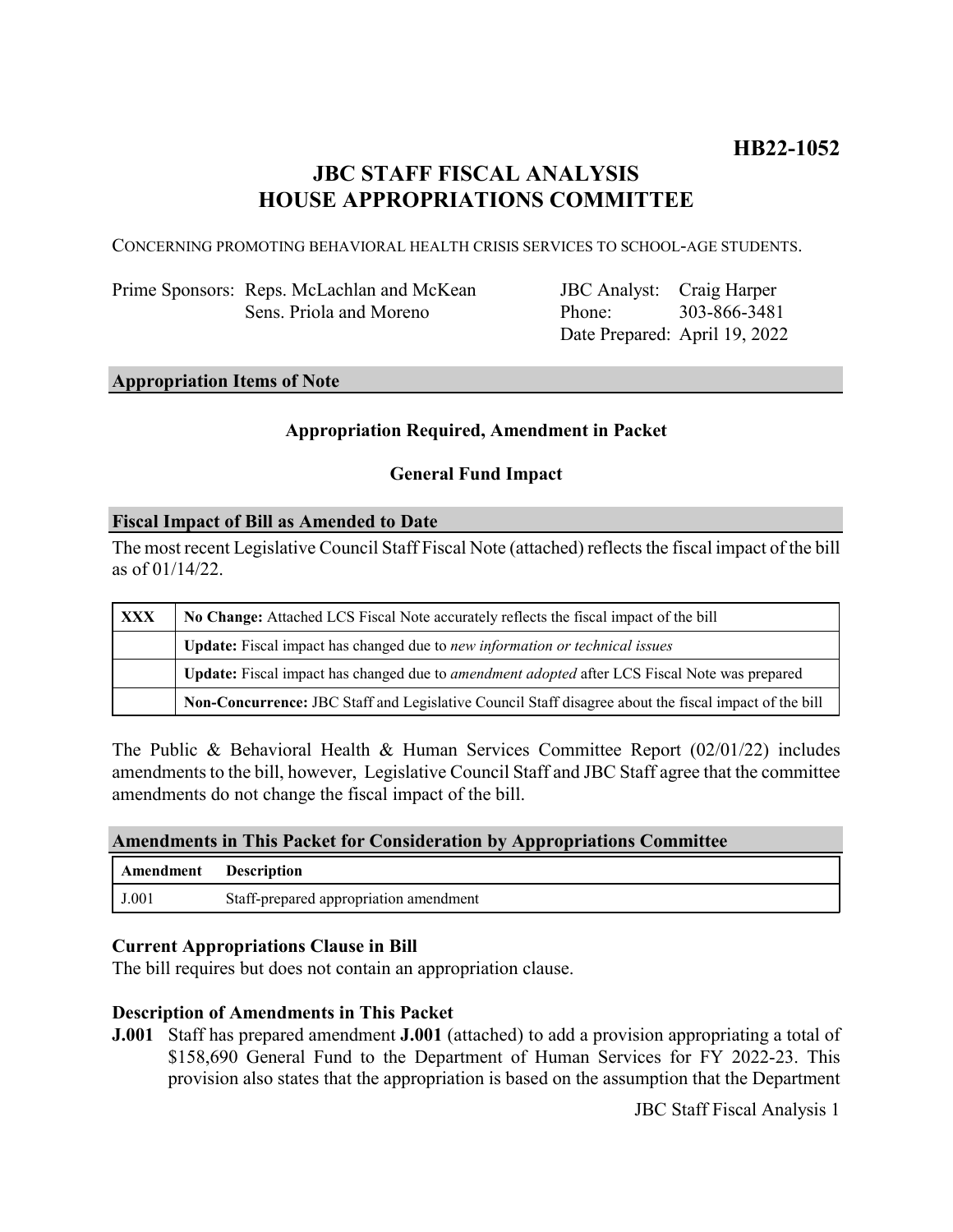**HB22-1052**

# JBC STAFF FISCAL ANALYSIS
# HOUSE APPROPRIATIONS COMMITTEE

CONCERNING PROMOTING BEHAVIORAL HEALTH CRISIS SERVICES TO SCHOOL-AGE STUDENTS.

| | | | |
|---|---|---|---|
| Prime Sponsors: | Reps. McLachlan and McKean<br>Sens. Priola and Moreno | JBC Analyst:<br>Phone:<br>Date Prepared: | Craig Harper<br>303-866-3481<br>April 19, 2022 |

## Appropriation Items of Note

**Appropriation Required, Amendment in Packet**

**General Fund Impact**

## Fiscal Impact of Bill as Amended to Date

The most recent Legislative Council Staff Fiscal Note (attached) reflects the fiscal impact of the bill as of 01/14/22.

| | |
|---|---|
| **XXX** | **No Change:** Attached LCS Fiscal Note accurately reflects the fiscal impact of the bill |
| | **Update:** Fiscal impact has changed due to *new information or technical issues* |
| | **Update:** Fiscal impact has changed due to *amendment adopted* after LCS Fiscal Note was prepared |
| | **Non-Concurrence:** JBC Staff and Legislative Council Staff disagree about the fiscal impact of the bill |

The Public & Behavioral Health & Human Services Committee Report (02/01/22) includes amendments to the bill, however, Legislative Council Staff and JBC Staff agree that the committee amendments do not change the fiscal impact of the bill.

## Amendments in This Packet for Consideration by Appropriations Committee

| Amendment | Description |
|---|---|
| J.001 | Staff-prepared appropriation amendment |

### Current Appropriations Clause in Bill

The bill requires but does not contain an appropriation clause.

### Description of Amendments in This Packet

**J.001** Staff has prepared amendment **J.001** (attached) to add a provision appropriating a total of $158,690 General Fund to the Department of Human Services for FY 2022-23. This provision also states that the appropriation is based on the assumption that the Department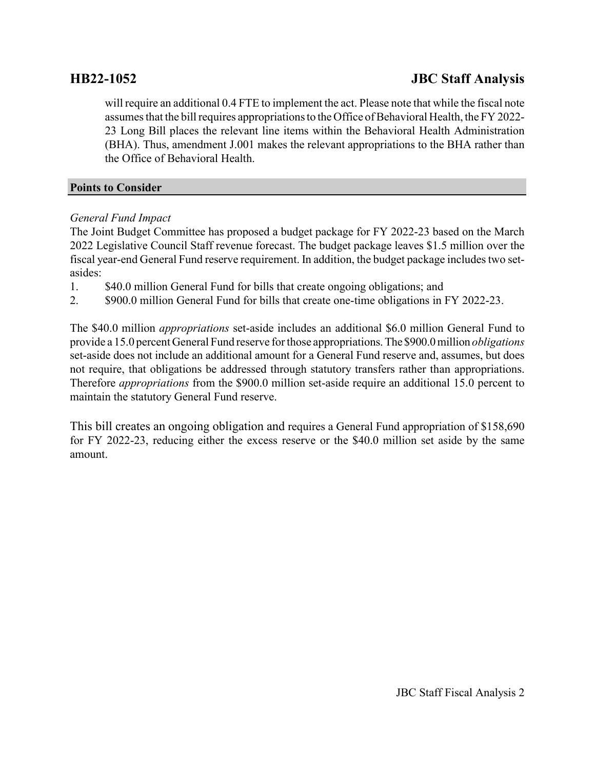will require an additional 0.4 FTE to implement the act. Please note that while the fiscal note assumes that the bill requires appropriations to the Office of Behavioral Health, the FY 2022-23 Long Bill places the relevant line items within the Behavioral Health Administration (BHA). Thus, amendment J.001 makes the relevant appropriations to the BHA rather than the Office of Behavioral Health.

## Points to Consider

*General Fund Impact*

The Joint Budget Committee has proposed a budget package for FY 2022-23 based on the March 2022 Legislative Council Staff revenue forecast. The budget package leaves $1.5 million over the fiscal year-end General Fund reserve requirement. In addition, the budget package includes two set-asides:

1. $40.0 million General Fund for bills that create ongoing obligations; and
2. $900.0 million General Fund for bills that create one-time obligations in FY 2022-23.

The $40.0 million *appropriations* set-aside includes an additional $6.0 million General Fund to provide a 15.0 percent General Fund reserve for those appropriations. The $900.0 million *obligations* set-aside does not include an additional amount for a General Fund reserve and, assumes, but does not require, that obligations be addressed through statutory transfers rather than appropriations. Therefore *appropriations* from the $900.0 million set-aside require an additional 15.0 percent to maintain the statutory General Fund reserve.

This bill creates an ongoing obligation and requires a General Fund appropriation of $158,690 for FY 2022-23, reducing either the excess reserve or the $40.0 million set aside by the same amount.